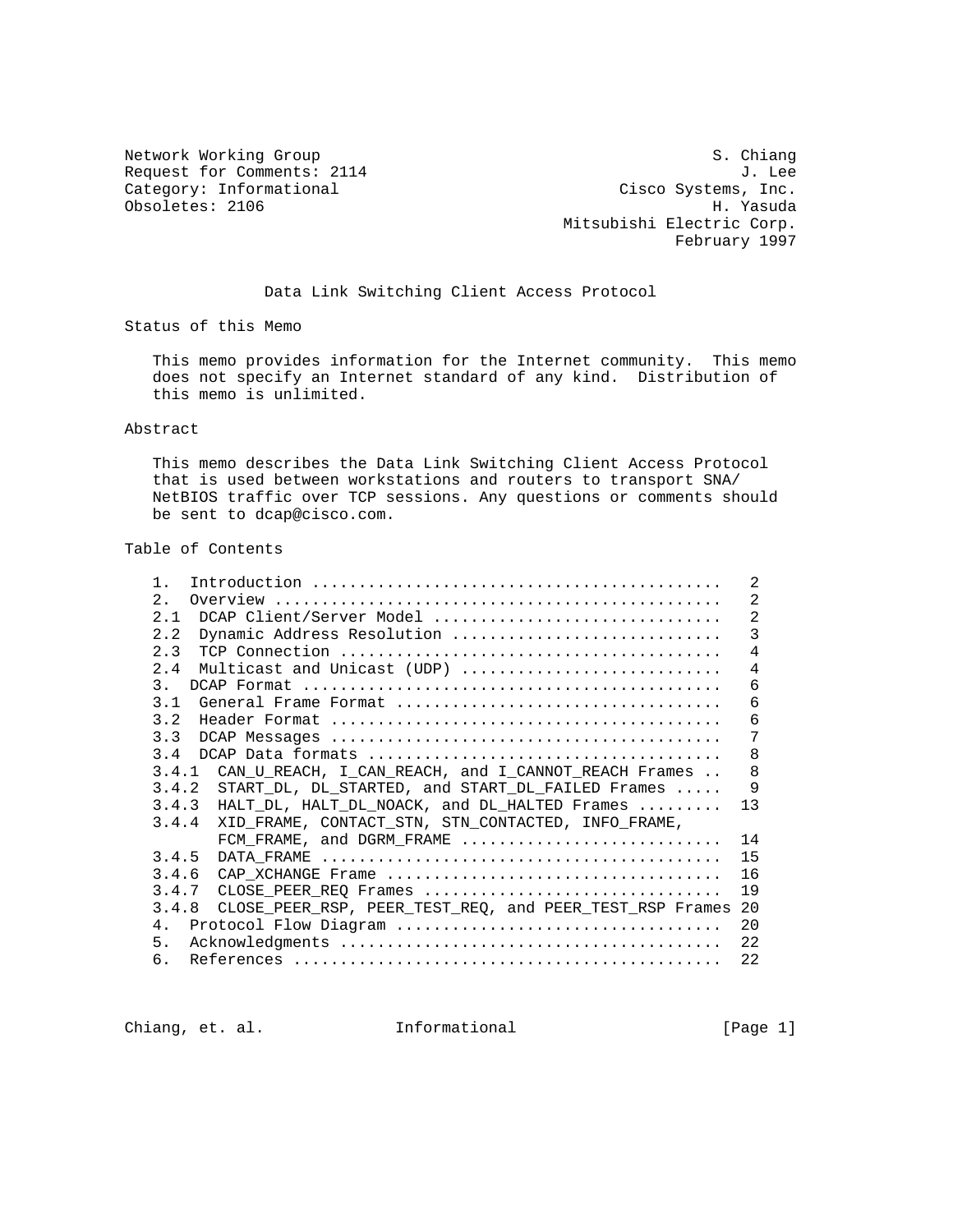Network Working Group                                          S. Chiang
Request for Comments: 2114                                        J. Lee
Category: Informational                              Cisco Systems, Inc.
Obsoletes: 2106                                                H. Yasuda
                                               Mitsubishi Electric Corp.
                                                           February 1997

# Data Link Switching Client Access Protocol

## Status of this Memo

This memo provides information for the Internet community. This memo does not specify an Internet standard of any kind. Distribution of this memo is unlimited.

## Abstract

This memo describes the Data Link Switching Client Access Protocol that is used between workstations and routers to transport SNA/ NetBIOS traffic over TCP sessions. Any questions or comments should be sent to dcap@cisco.com.

## Table of Contents

```
1.  Introduction ...........................................   2
2.  Overview ...............................................   2
2.1  DCAP Client/Server Model ..............................   2
2.2  Dynamic Address Resolution ............................   3
2.3  TCP Connection ........................................   4
2.4  Multicast and Unicast (UDP) ...........................   4
3.  DCAP Format ............................................   6
3.1  General Frame Format ..................................   6
3.2  Header Format .........................................   6
3.3  DCAP Messages .........................................   7
3.4  DCAP Data formats .....................................   8
3.4.1  CAN_U_REACH, I_CAN_REACH, and I_CANNOT_REACH Frames ..   8
3.4.2  START_DL, DL_STARTED, and START_DL_FAILED Frames .....   9
3.4.3  HALT_DL, HALT_DL_NOACK, and DL_HALTED Frames .........  13
3.4.4  XID_FRAME, CONTACT_STN, STN_CONTACTED, INFO_FRAME,
       FCM_FRAME, and DGRM_FRAME ...........................  14
3.4.5  DATA_FRAME ..........................................  15
3.4.6  CAP_XCHANGE Frame ...................................  16
3.4.7  CLOSE_PEER_REQ Frames ...............................  19
3.4.8  CLOSE_PEER_RSP, PEER_TEST_REQ, and PEER_TEST_RSP Frames 20
4.  Protocol Flow Diagram ..................................  20
5.  Acknowledgments ........................................  22
6.  References .............................................  22
```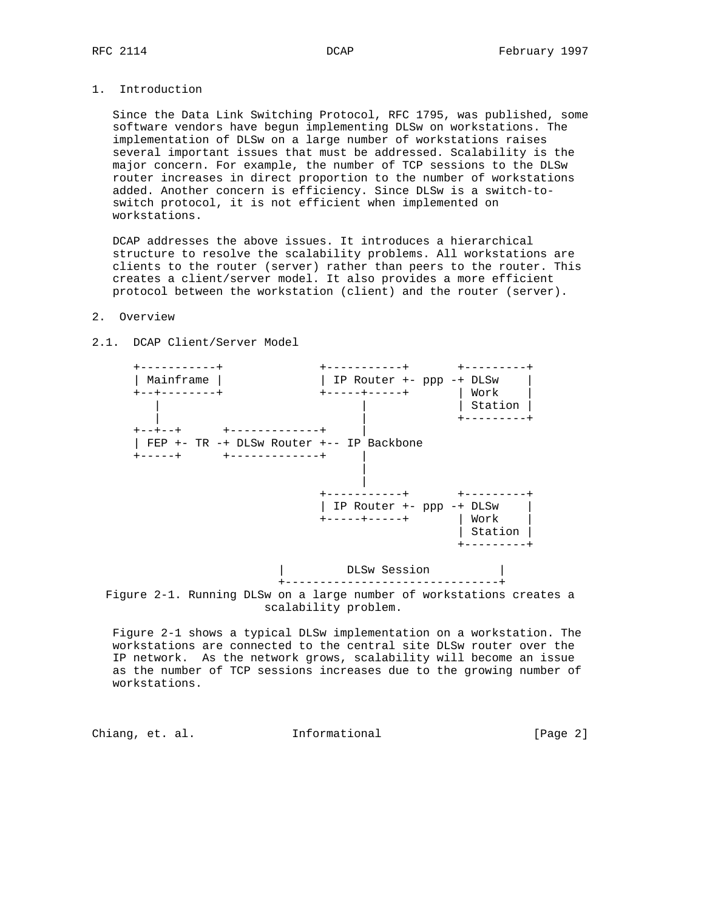## 1. Introduction

Since the Data Link Switching Protocol, RFC 1795, was published, some software vendors have begun implementing DLSw on workstations. The implementation of DLSw on a large number of workstations raises several important issues that must be addressed. Scalability is the major concern. For example, the number of TCP sessions to the DLSw router increases in direct proportion to the number of workstations added. Another concern is efficiency. Since DLSw is a switch-to-switch protocol, it is not efficient when implemented on workstations.

DCAP addresses the above issues. It introduces a hierarchical structure to resolve the scalability problems. All workstations are clients to the router (server) rather than peers to the router. This creates a client/server model. It also provides a more efficient protocol between the workstation (client) and the router (server).

## 2. Overview

### 2.1. DCAP Client/Server Model

```
+-----------+              +-----------+       +---------+
| Mainframe |              | IP Router +- ppp -+ DLSw    |
+--+--------+              +-----+-----+       | Work    |
   |                             |             | Station |
   |                             |             +---------+
+--+--+      +-------------+     |
| FEP +- TR -+ DLSw Router +-- IP Backbone
+-----+      +-------------+     |
                                 |
                                 |
                           +-----------+       +---------+
                           | IP Router +- ppp -+ DLSw    |
                           +-----+-----+       | Work    |
                                               | Station |
                                               +---------+

                    |         DLSw Session          |
                    +-------------------------------+
```

Figure 2-1. Running DLSw on a large number of workstations creates a scalability problem.

Figure 2-1 shows a typical DLSw implementation on a workstation. The workstations are connected to the central site DLSw router over the IP network. As the network grows, scalability will become an issue as the number of TCP sessions increases due to the growing number of workstations.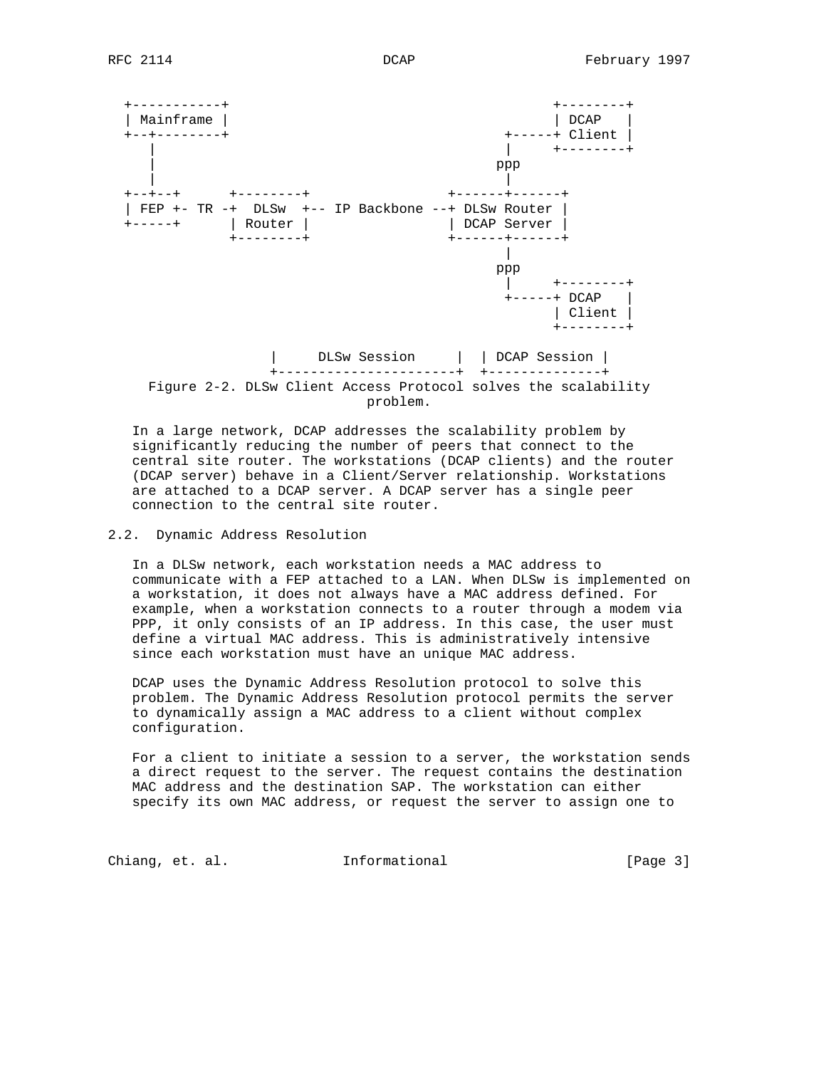```
 +-----------+                                         +--------+
 | Mainframe |                                         | DCAP   |
 +--+--------+                                   +-----+ Client |
    |                                            |     +--------+
    |                                           ppp
    |                                            |
 +--+--+      +--------+                +------+------+
 | FEP +- TR -+  DLSw  +-- IP Backbone --+ DLSw Router |
 +-----+      | Router |                | DCAP Server |
              +--------+                +------+------+
                                               |
                                              ppp
                                               |     +--------+
                                               +-----+ DCAP   |
                                                     | Client |
                                                     +--------+

                 |     DLSw Session     |  | DCAP Session |
                 +----------------------+  +--------------+
```

Figure 2-2. DLSw Client Access Protocol solves the scalability problem.

In a large network, DCAP addresses the scalability problem by significantly reducing the number of peers that connect to the central site router. The workstations (DCAP clients) and the router (DCAP server) behave in a Client/Server relationship. Workstations are attached to a DCAP server. A DCAP server has a single peer connection to the central site router.

## 2.2. Dynamic Address Resolution

In a DLSw network, each workstation needs a MAC address to communicate with a FEP attached to a LAN. When DLSw is implemented on a workstation, it does not always have a MAC address defined. For example, when a workstation connects to a router through a modem via PPP, it only consists of an IP address. In this case, the user must define a virtual MAC address. This is administratively intensive since each workstation must have an unique MAC address.

DCAP uses the Dynamic Address Resolution protocol to solve this problem. The Dynamic Address Resolution protocol permits the server to dynamically assign a MAC address to a client without complex configuration.

For a client to initiate a session to a server, the workstation sends a direct request to the server. The request contains the destination MAC address and the destination SAP. The workstation can either specify its own MAC address, or request the server to assign one to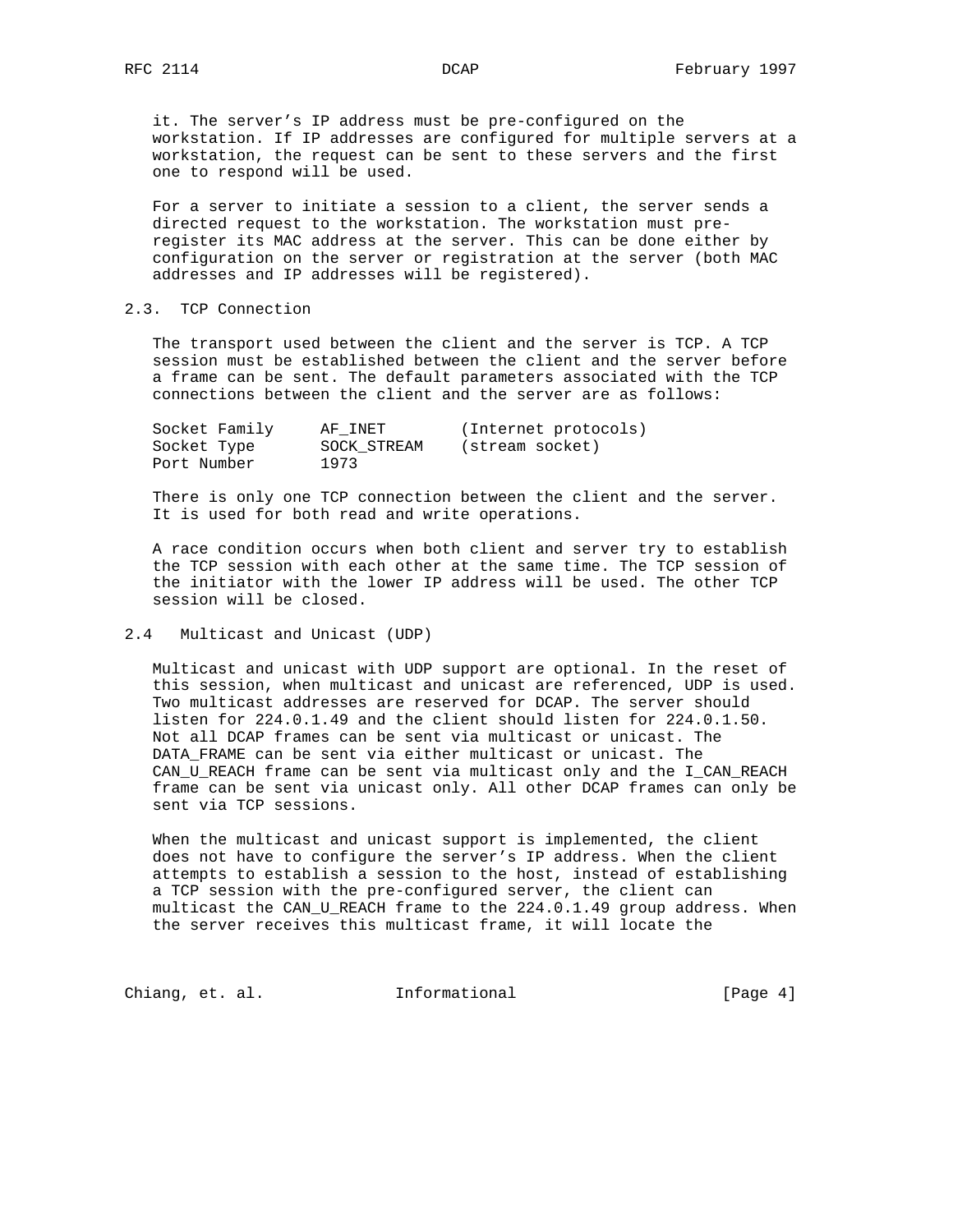it. The server's IP address must be pre-configured on the workstation. If IP addresses are configured for multiple servers at a workstation, the request can be sent to these servers and the first one to respond will be used.

For a server to initiate a session to a client, the server sends a directed request to the workstation. The workstation must pre-register its MAC address at the server. This can be done either by configuration on the server or registration at the server (both MAC addresses and IP addresses will be registered).

## 2.3. TCP Connection

The transport used between the client and the server is TCP. A TCP session must be established between the client and the server before a frame can be sent. The default parameters associated with the TCP connections between the client and the server are as follows:

| | | |
|---|---|---|
| Socket Family | AF_INET | (Internet protocols) |
| Socket Type | SOCK_STREAM | (stream socket) |
| Port Number | 1973 | |

There is only one TCP connection between the client and the server. It is used for both read and write operations.

A race condition occurs when both client and server try to establish the TCP session with each other at the same time. The TCP session of the initiator with the lower IP address will be used. The other TCP session will be closed.

## 2.4 Multicast and Unicast (UDP)

Multicast and unicast with UDP support are optional. In the reset of this session, when multicast and unicast are referenced, UDP is used. Two multicast addresses are reserved for DCAP. The server should listen for 224.0.1.49 and the client should listen for 224.0.1.50. Not all DCAP frames can be sent via multicast or unicast. The DATA_FRAME can be sent via either multicast or unicast. The CAN_U_REACH frame can be sent via multicast only and the I_CAN_REACH frame can be sent via unicast only. All other DCAP frames can only be sent via TCP sessions.

When the multicast and unicast support is implemented, the client does not have to configure the server's IP address. When the client attempts to establish a session to the host, instead of establishing a TCP session with the pre-configured server, the client can multicast the CAN_U_REACH frame to the 224.0.1.49 group address. When the server receives this multicast frame, it will locate the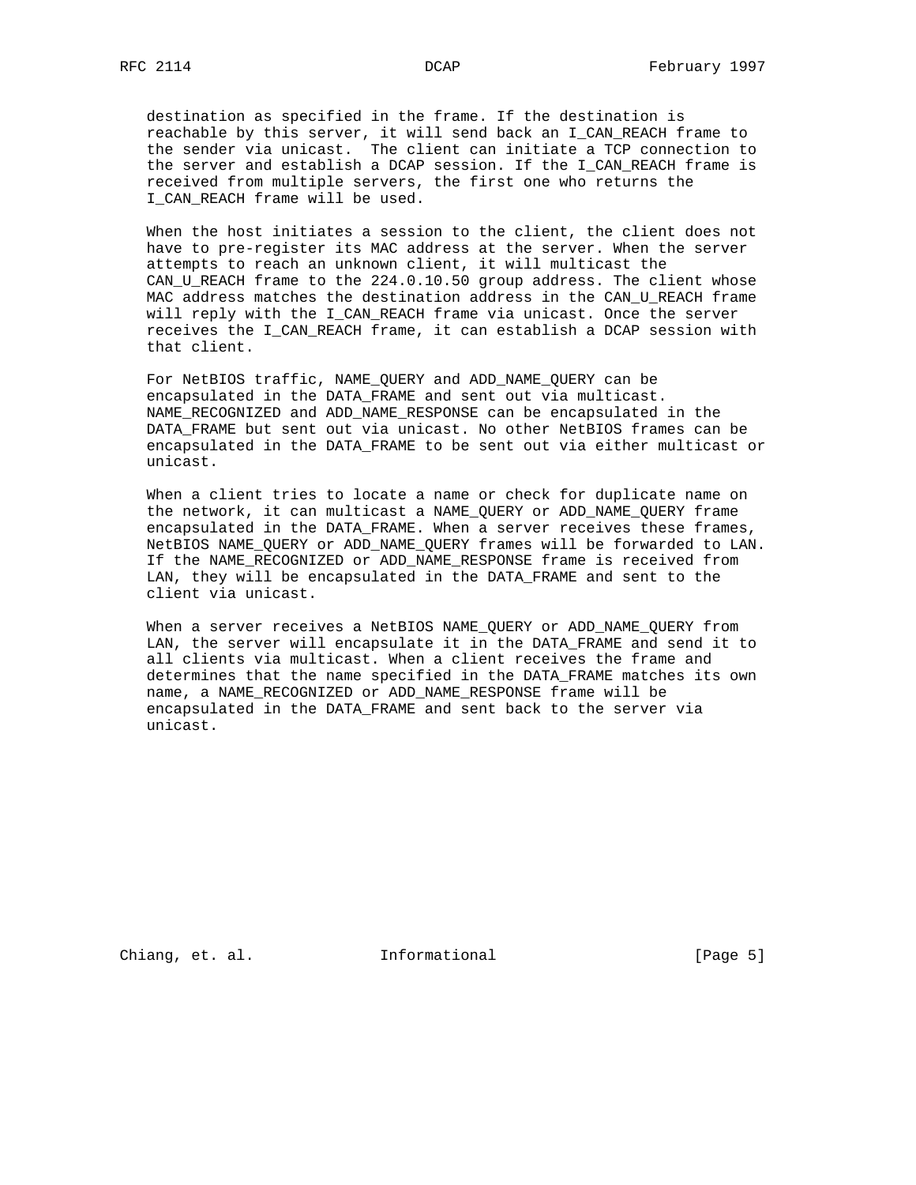destination as specified in the frame. If the destination is reachable by this server, it will send back an I_CAN_REACH frame to the sender via unicast. The client can initiate a TCP connection to the server and establish a DCAP session. If the I_CAN_REACH frame is received from multiple servers, the first one who returns the I_CAN_REACH frame will be used.

When the host initiates a session to the client, the client does not have to pre-register its MAC address at the server. When the server attempts to reach an unknown client, it will multicast the CAN_U_REACH frame to the 224.0.10.50 group address. The client whose MAC address matches the destination address in the CAN_U_REACH frame will reply with the I_CAN_REACH frame via unicast. Once the server receives the I_CAN_REACH frame, it can establish a DCAP session with that client.

For NetBIOS traffic, NAME_QUERY and ADD_NAME_QUERY can be encapsulated in the DATA_FRAME and sent out via multicast. NAME_RECOGNIZED and ADD_NAME_RESPONSE can be encapsulated in the DATA_FRAME but sent out via unicast. No other NetBIOS frames can be encapsulated in the DATA_FRAME to be sent out via either multicast or unicast.

When a client tries to locate a name or check for duplicate name on the network, it can multicast a NAME_QUERY or ADD_NAME_QUERY frame encapsulated in the DATA_FRAME. When a server receives these frames, NetBIOS NAME_QUERY or ADD_NAME_QUERY frames will be forwarded to LAN. If the NAME_RECOGNIZED or ADD_NAME_RESPONSE frame is received from LAN, they will be encapsulated in the DATA_FRAME and sent to the client via unicast.

When a server receives a NetBIOS NAME_QUERY or ADD_NAME_QUERY from LAN, the server will encapsulate it in the DATA_FRAME and send it to all clients via multicast. When a client receives the frame and determines that the name specified in the DATA_FRAME matches its own name, a NAME_RECOGNIZED or ADD_NAME_RESPONSE frame will be encapsulated in the DATA_FRAME and sent back to the server via unicast.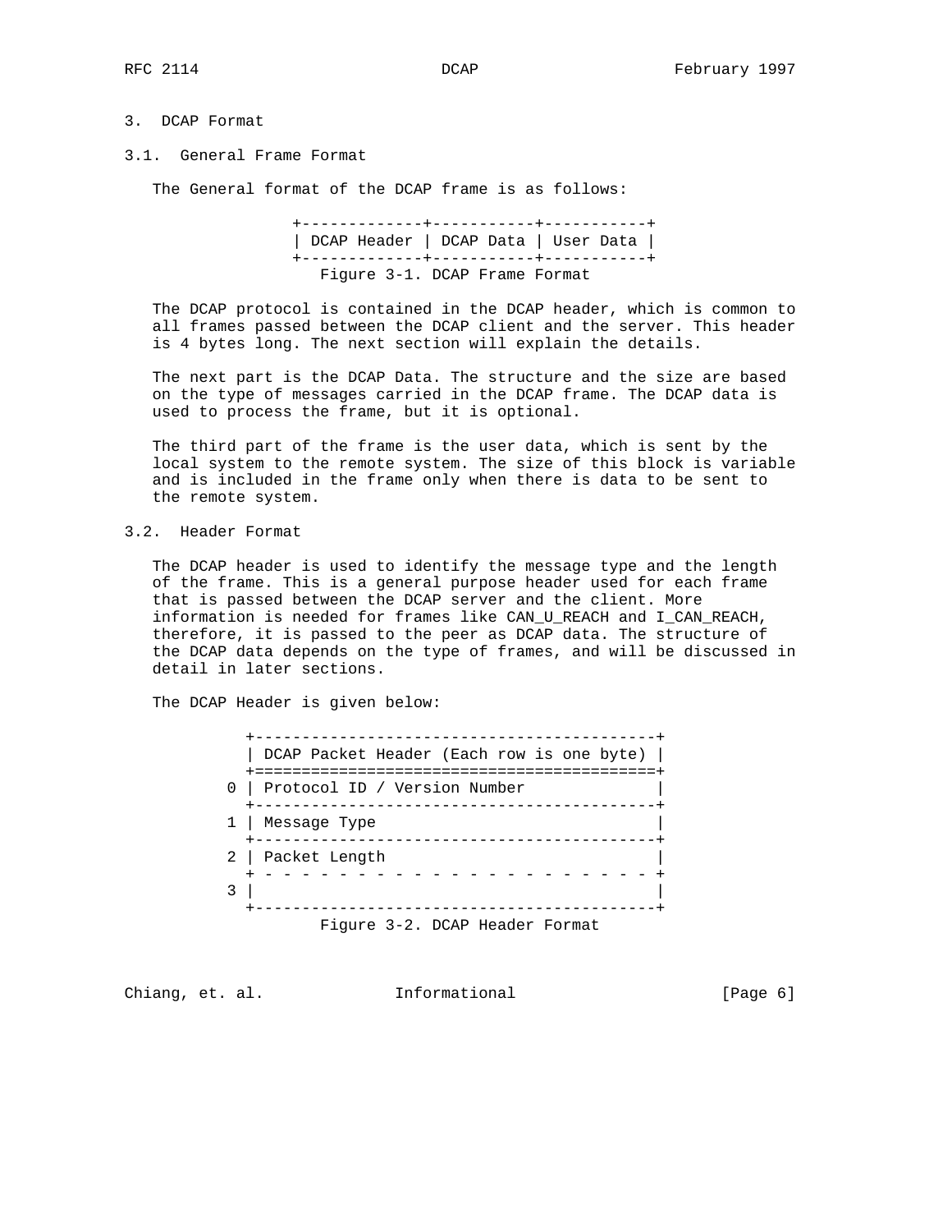# 3. DCAP Format

## 3.1. General Frame Format

The General format of the DCAP frame is as follows:

```
                +-------------+-----------+-----------+
                | DCAP Header | DCAP Data | User Data |
                +-------------+-----------+-----------+
                   Figure 3-1. DCAP Frame Format
```

The DCAP protocol is contained in the DCAP header, which is common to all frames passed between the DCAP client and the server. This header is 4 bytes long. The next section will explain the details.

The next part is the DCAP Data. The structure and the size are based on the type of messages carried in the DCAP frame. The DCAP data is used to process the frame, but it is optional.

The third part of the frame is the user data, which is sent by the local system to the remote system. The size of this block is variable and is included in the frame only when there is data to be sent to the remote system.

## 3.2. Header Format

The DCAP header is used to identify the message type and the length of the frame. This is a general purpose header used for each frame that is passed between the DCAP server and the client. More information is needed for frames like CAN_U_REACH and I_CAN_REACH, therefore, it is passed to the peer as DCAP data. The structure of the DCAP data depends on the type of frames, and will be discussed in detail in later sections.

The DCAP Header is given below:

```
           +------------------------------------------+
           | DCAP Packet Header (Each row is one byte) |
           +==========================================+
         0 | Protocol ID / Version Number             |
           +------------------------------------------+
         1 | Message Type                             |
           +------------------------------------------+
         2 | Packet Length                            |
           + - - - - - - - - - - - - - - - - - - - - -+
         3 |                                          |
           +------------------------------------------+
                   Figure 3-2. DCAP Header Format
```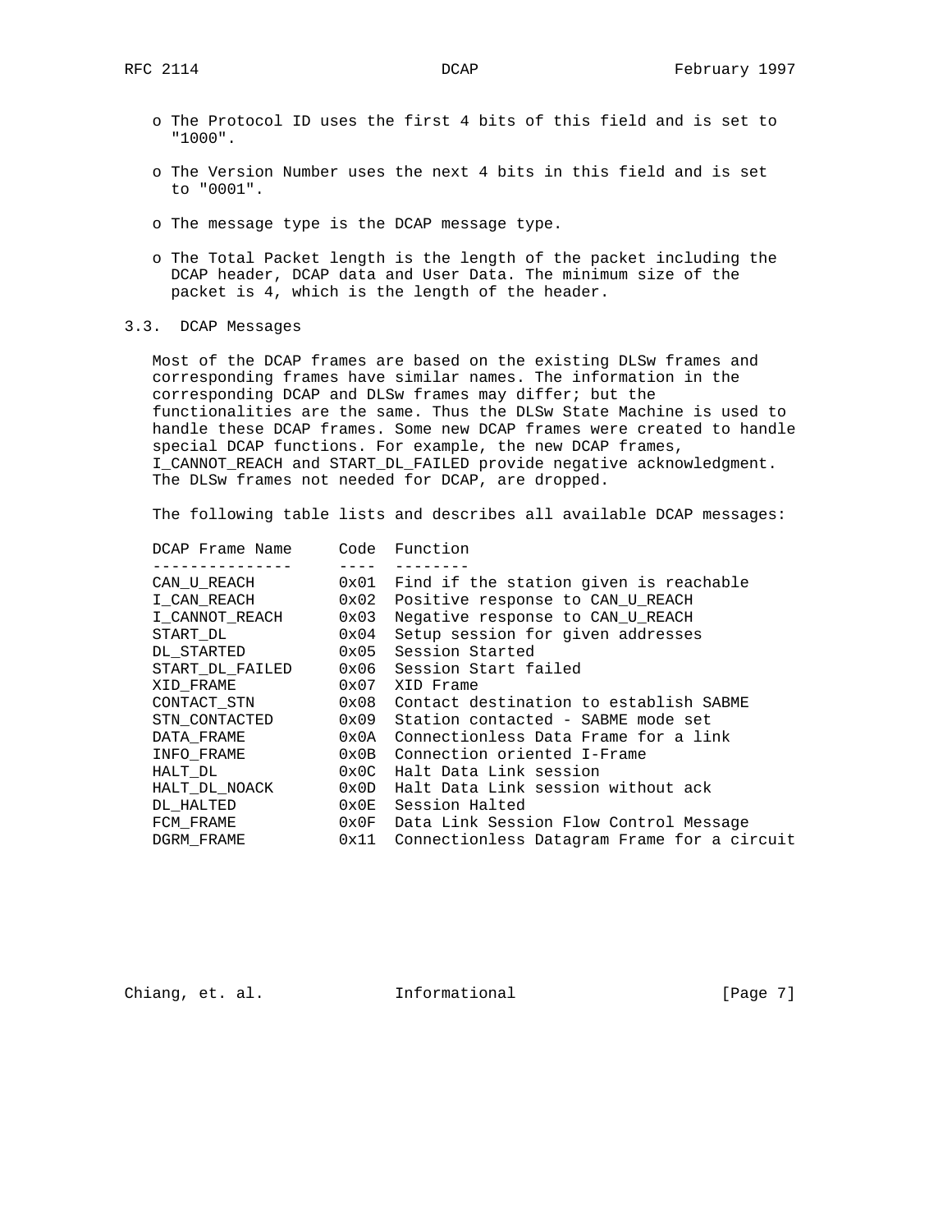- The Protocol ID uses the first 4 bits of this field and is set to "1000".

- The Version Number uses the next 4 bits in this field and is set to "0001".

- The message type is the DCAP message type.

- The Total Packet length is the length of the packet including the DCAP header, DCAP data and User Data. The minimum size of the packet is 4, which is the length of the header.

## 3.3. DCAP Messages

Most of the DCAP frames are based on the existing DLSw frames and corresponding frames have similar names. The information in the corresponding DCAP and DLSw frames may differ; but the functionalities are the same. Thus the DLSw State Machine is used to handle these DCAP frames. Some new DCAP frames were created to handle special DCAP functions. For example, the new DCAP frames, I_CANNOT_REACH and START_DL_FAILED provide negative acknowledgment. The DLSw frames not needed for DCAP, are dropped.

The following table lists and describes all available DCAP messages:

| DCAP Frame Name | Code | Function |
|---|---|---|
| CAN_U_REACH | 0x01 | Find if the station given is reachable |
| I_CAN_REACH | 0x02 | Positive response to CAN_U_REACH |
| I_CANNOT_REACH | 0x03 | Negative response to CAN_U_REACH |
| START_DL | 0x04 | Setup session for given addresses |
| DL_STARTED | 0x05 | Session Started |
| START_DL_FAILED | 0x06 | Session Start failed |
| XID_FRAME | 0x07 | XID Frame |
| CONTACT_STN | 0x08 | Contact destination to establish SABME |
| STN_CONTACTED | 0x09 | Station contacted - SABME mode set |
| DATA_FRAME | 0x0A | Connectionless Data Frame for a link |
| INFO_FRAME | 0x0B | Connection oriented I-Frame |
| HALT_DL | 0x0C | Halt Data Link session |
| HALT_DL_NOACK | 0x0D | Halt Data Link session without ack |
| DL_HALTED | 0x0E | Session Halted |
| FCM_FRAME | 0x0F | Data Link Session Flow Control Message |
| DGRM_FRAME | 0x11 | Connectionless Datagram Frame for a circuit |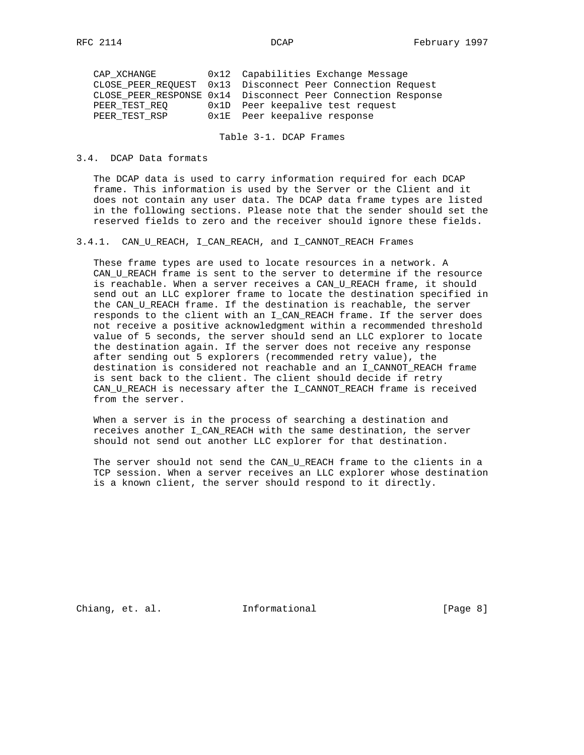| | | |
|---|---|---|
| CAP_XCHANGE | 0x12 | Capabilities Exchange Message |
| CLOSE_PEER_REQUEST | 0x13 | Disconnect Peer Connection Request |
| CLOSE_PEER_RESPONSE | 0x14 | Disconnect Peer Connection Response |
| PEER_TEST_REQ | 0x1D | Peer keepalive test request |
| PEER_TEST_RSP | 0x1E | Peer keepalive response |

Table 3-1. DCAP Frames

## 3.4. DCAP Data formats

The DCAP data is used to carry information required for each DCAP frame. This information is used by the Server or the Client and it does not contain any user data. The DCAP data frame types are listed in the following sections. Please note that the sender should set the reserved fields to zero and the receiver should ignore these fields.

### 3.4.1. CAN_U_REACH, I_CAN_REACH, and I_CANNOT_REACH Frames

These frame types are used to locate resources in a network. A CAN_U_REACH frame is sent to the server to determine if the resource is reachable. When a server receives a CAN_U_REACH frame, it should send out an LLC explorer frame to locate the destination specified in the CAN_U_REACH frame. If the destination is reachable, the server responds to the client with an I_CAN_REACH frame. If the server does not receive a positive acknowledgment within a recommended threshold value of 5 seconds, the server should send an LLC explorer to locate the destination again. If the server does not receive any response after sending out 5 explorers (recommended retry value), the destination is considered not reachable and an I_CANNOT_REACH frame is sent back to the client. The client should decide if retry CAN_U_REACH is necessary after the I_CANNOT_REACH frame is received from the server.

When a server is in the process of searching a destination and receives another I_CAN_REACH with the same destination, the server should not send out another LLC explorer for that destination.

The server should not send the CAN_U_REACH frame to the clients in a TCP session. When a server receives an LLC explorer whose destination is a known client, the server should respond to it directly.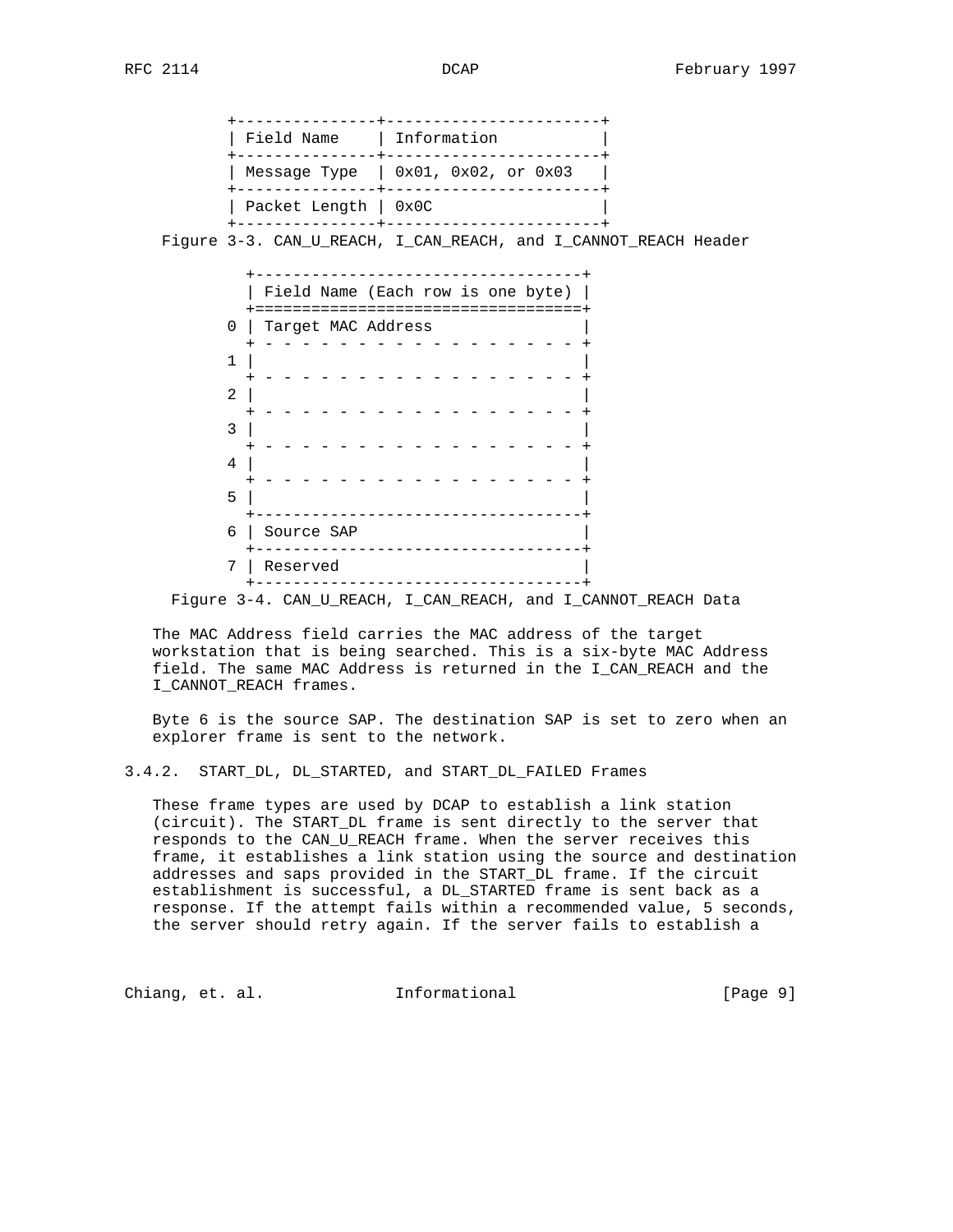| Field Name | Information |
| --- | --- |
| Message Type | 0x01, 0x02, or 0x03 |
| Packet Length | 0x0C |

Figure 3-3. CAN_U_REACH, I_CAN_REACH, and I_CANNOT_REACH Header

| | Field Name (Each row is one byte) |
| --- | --- |
| 0 | Target MAC Address |
| 1 | |
| 2 | |
| 3 | |
| 4 | |
| 5 | |
| 6 | Source SAP |
| 7 | Reserved |

Figure 3-4. CAN_U_REACH, I_CAN_REACH, and I_CANNOT_REACH Data

The MAC Address field carries the MAC address of the target workstation that is being searched. This is a six-byte MAC Address field. The same MAC Address is returned in the I_CAN_REACH and the I_CANNOT_REACH frames.

Byte 6 is the source SAP. The destination SAP is set to zero when an explorer frame is sent to the network.

### 3.4.2. START_DL, DL_STARTED, and START_DL_FAILED Frames

These frame types are used by DCAP to establish a link station (circuit). The START_DL frame is sent directly to the server that responds to the CAN_U_REACH frame. When the server receives this frame, it establishes a link station using the source and destination addresses and saps provided in the START_DL frame. If the circuit establishment is successful, a DL_STARTED frame is sent back as a response. If the attempt fails within a recommended value, 5 seconds, the server should retry again. If the server fails to establish a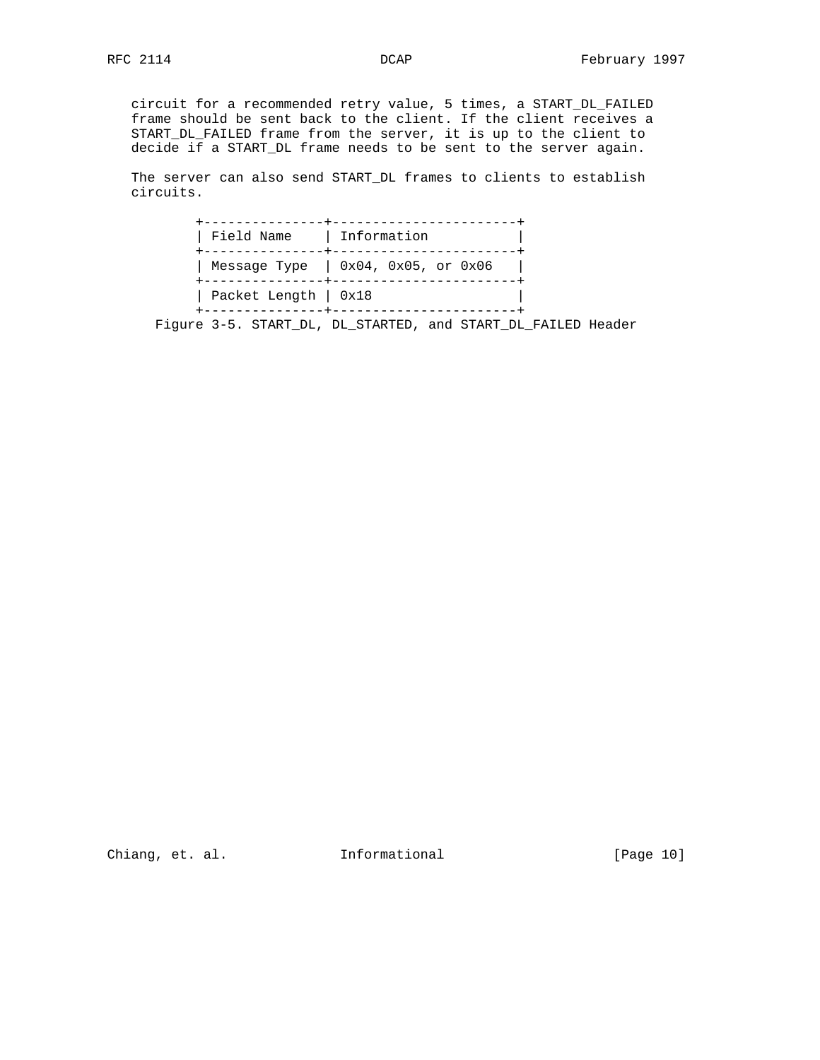circuit for a recommended retry value, 5 times, a START_DL_FAILED frame should be sent back to the client. If the client receives a START_DL_FAILED frame from the server, it is up to the client to decide if a START_DL frame needs to be sent to the server again.

The server can also send START_DL frames to clients to establish circuits.

| Field Name | Information |
|---|---|
| Message Type | 0x04, 0x05, or 0x06 |
| Packet Length | 0x18 |

Figure 3-5. START_DL, DL_STARTED, and START_DL_FAILED Header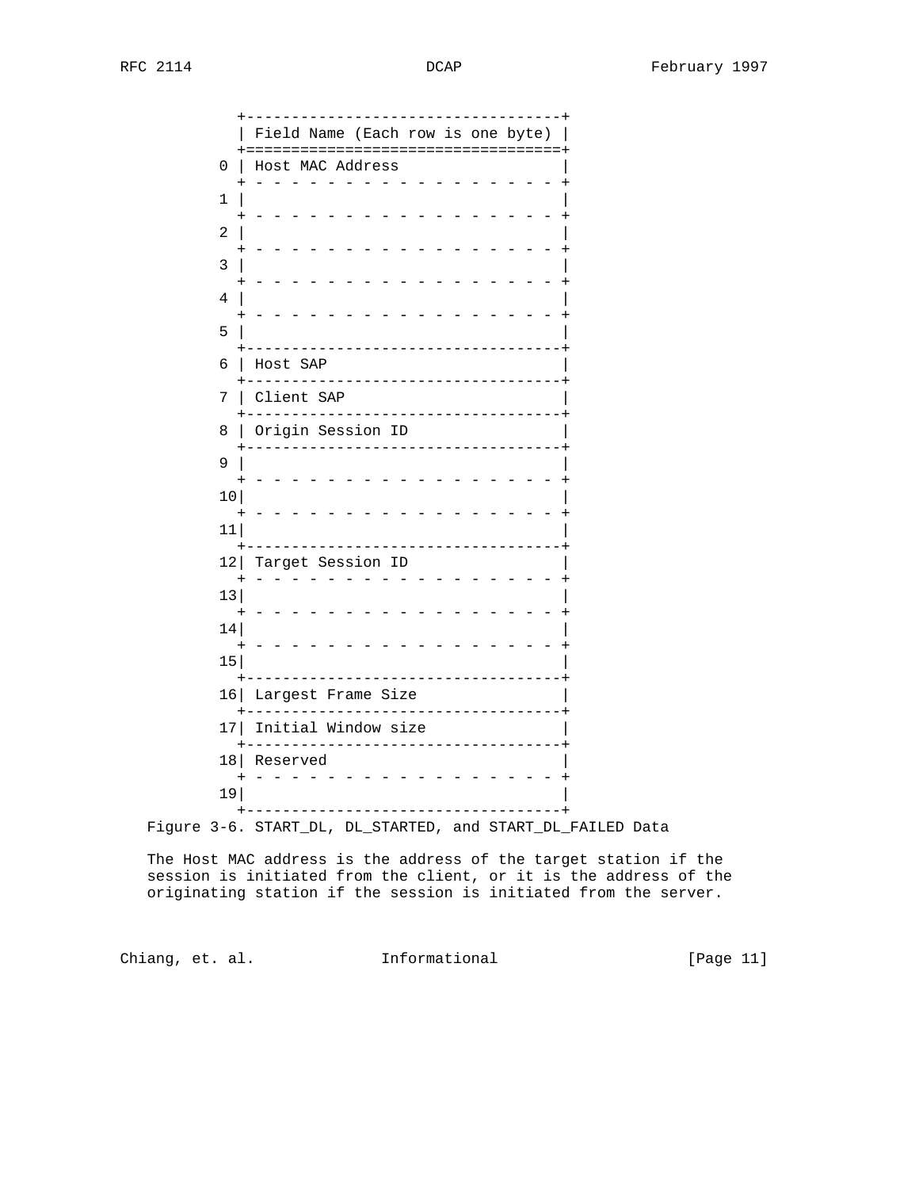```
          +-----------------------------------+
          | Field Name (Each row is one byte) |
          +===================================+
        0 | Host MAC Address                  |
          + - - - - - - - - - - - - - - - - - +
        1 |                                   |
          + - - - - - - - - - - - - - - - - - +
        2 |                                   |
          + - - - - - - - - - - - - - - - - - +
        3 |                                   |
          + - - - - - - - - - - - - - - - - - +
        4 |                                   |
          + - - - - - - - - - - - - - - - - - +
        5 |                                   |
          +-----------------------------------+
        6 | Host SAP                          |
          +-----------------------------------+
        7 | Client SAP                        |
          +-----------------------------------+
        8 | Origin Session ID                 |
          +-----------------------------------+
        9 |                                   |
          + - - - - - - - - - - - - - - - - - +
        10|                                   |
          + - - - - - - - - - - - - - - - - - +
        11|                                   |
          +-----------------------------------+
        12| Target Session ID                 |
          + - - - - - - - - - - - - - - - - - +
        13|                                   |
          + - - - - - - - - - - - - - - - - - +
        14|                                   |
          + - - - - - - - - - - - - - - - - - +
        15|                                   |
          +-----------------------------------+
        16| Largest Frame Size                |
          +-----------------------------------+
        17| Initial Window size               |
          +-----------------------------------+
        18| Reserved                          |
          + - - - - - - - - - - - - - - - - - +
        19|                                   |
          +-----------------------------------+
```

Figure 3-6. START_DL, DL_STARTED, and START_DL_FAILED Data

The Host MAC address is the address of the target station if the session is initiated from the client, or it is the address of the originating station if the session is initiated from the server.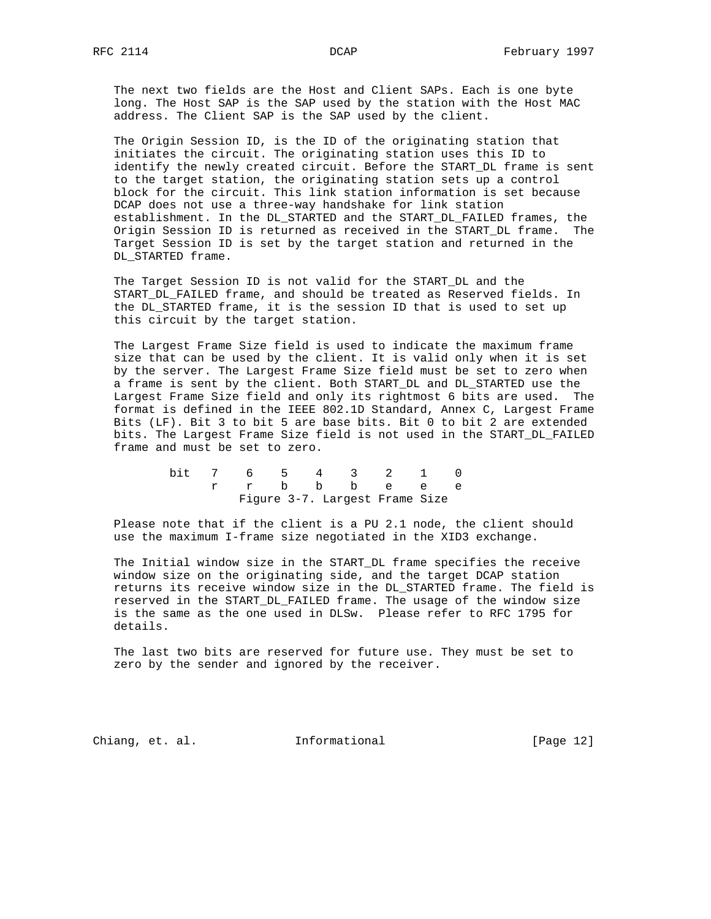The next two fields are the Host and Client SAPs. Each is one byte long. The Host SAP is the SAP used by the station with the Host MAC address. The Client SAP is the SAP used by the client.

The Origin Session ID, is the ID of the originating station that initiates the circuit. The originating station uses this ID to identify the newly created circuit. Before the START_DL frame is sent to the target station, the originating station sets up a control block for the circuit. This link station information is set because DCAP does not use a three-way handshake for link station establishment. In the DL_STARTED and the START_DL_FAILED frames, the Origin Session ID is returned as received in the START_DL frame. The Target Session ID is set by the target station and returned in the DL_STARTED frame.

The Target Session ID is not valid for the START_DL and the START_DL_FAILED frame, and should be treated as Reserved fields. In the DL_STARTED frame, it is the session ID that is used to set up this circuit by the target station.

The Largest Frame Size field is used to indicate the maximum frame size that can be used by the client. It is valid only when it is set by the server. The Largest Frame Size field must be set to zero when a frame is sent by the client. Both START_DL and DL_STARTED use the Largest Frame Size field and only its rightmost 6 bits are used. The format is defined in the IEEE 802.1D Standard, Annex C, Largest Frame Bits (LF). Bit 3 to bit 5 are base bits. Bit 0 to bit 2 are extended bits. The Largest Frame Size field is not used in the START_DL_FAILED frame and must be set to zero.

```
        bit   7    6    5    4    3    2    1    0
              r    r    b    b    b    e    e    e
                  Figure 3-7. Largest Frame Size
```

Please note that if the client is a PU 2.1 node, the client should use the maximum I-frame size negotiated in the XID3 exchange.

The Initial window size in the START_DL frame specifies the receive window size on the originating side, and the target DCAP station returns its receive window size in the DL_STARTED frame. The field is reserved in the START_DL_FAILED frame. The usage of the window size is the same as the one used in DLSw. Please refer to RFC 1795 for details.

The last two bits are reserved for future use. They must be set to zero by the sender and ignored by the receiver.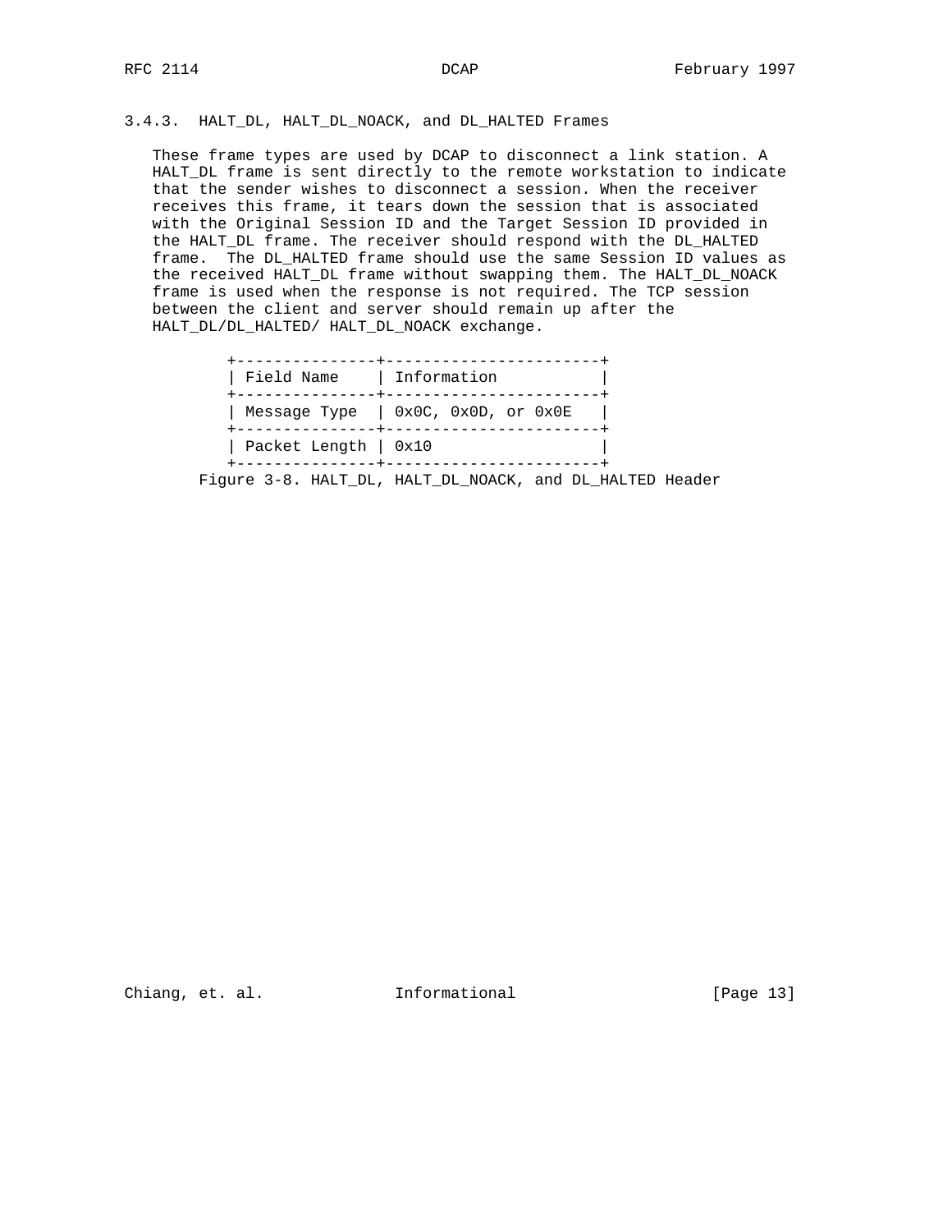### 3.4.3. HALT_DL, HALT_DL_NOACK, and DL_HALTED Frames

These frame types are used by DCAP to disconnect a link station. A HALT_DL frame is sent directly to the remote workstation to indicate that the sender wishes to disconnect a session. When the receiver receives this frame, it tears down the session that is associated with the Original Session ID and the Target Session ID provided in the HALT_DL frame. The receiver should respond with the DL_HALTED frame. The DL_HALTED frame should use the same Session ID values as the received HALT_DL frame without swapping them. The HALT_DL_NOACK frame is used when the response is not required. The TCP session between the client and server should remain up after the HALT_DL/DL_HALTED/ HALT_DL_NOACK exchange.

| Field Name | Information |
| --- | --- |
| Message Type | 0x0C, 0x0D, or 0x0E |
| Packet Length | 0x10 |

Figure 3-8. HALT_DL, HALT_DL_NOACK, and DL_HALTED Header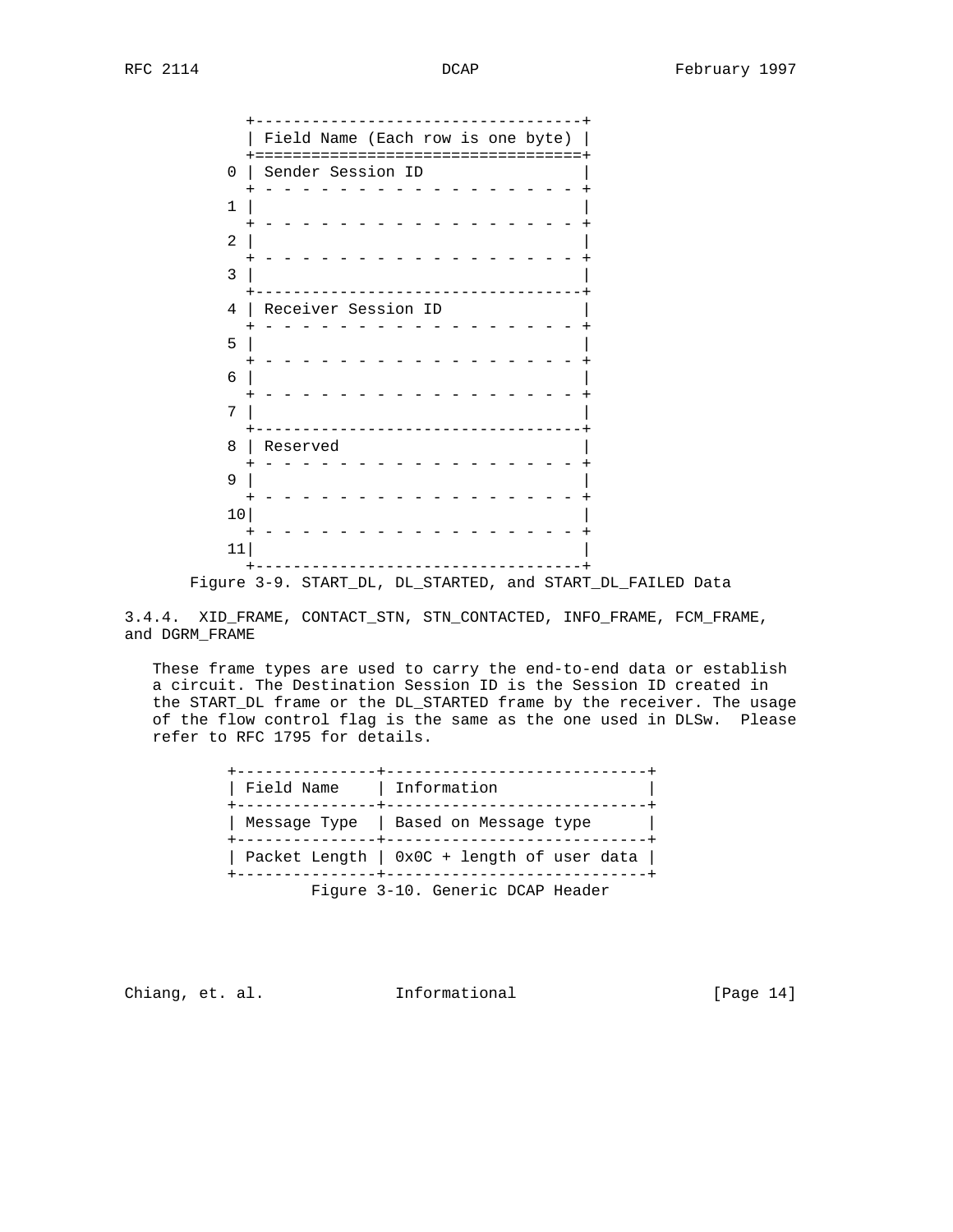```
            +----------------------------------+
            | Field Name (Each row is one byte) |
            +==================================+
          0 | Sender Session ID                |
            + - - - - - - - - - - - - - - - - - +
          1 |                                  |
            + - - - - - - - - - - - - - - - - - +
          2 |                                  |
            + - - - - - - - - - - - - - - - - - +
          3 |                                  |
            +----------------------------------+
          4 | Receiver Session ID              |
            + - - - - - - - - - - - - - - - - - +
          5 |                                  |
            + - - - - - - - - - - - - - - - - - +
          6 |                                  |
            + - - - - - - - - - - - - - - - - - +
          7 |                                  |
            +----------------------------------+
          8 | Reserved                         |
            + - - - - - - - - - - - - - - - - - +
          9 |                                  |
            + - - - - - - - - - - - - - - - - - +
          10|                                  |
            + - - - - - - - - - - - - - - - - - +
          11|                                  |
            +----------------------------------+
```

Figure 3-9. START_DL, DL_STARTED, and START_DL_FAILED Data

### 3.4.4. XID_FRAME, CONTACT_STN, STN_CONTACTED, INFO_FRAME, FCM_FRAME, and DGRM_FRAME

These frame types are used to carry the end-to-end data or establish a circuit. The Destination Session ID is the Session ID created in the START_DL frame or the DL_STARTED frame by the receiver. The usage of the flow control flag is the same as the one used in DLSw. Please refer to RFC 1795 for details.

| Field Name | Information |
|---|---|
| Message Type | Based on Message type |
| Packet Length | 0x0C + length of user data |

Figure 3-10. Generic DCAP Header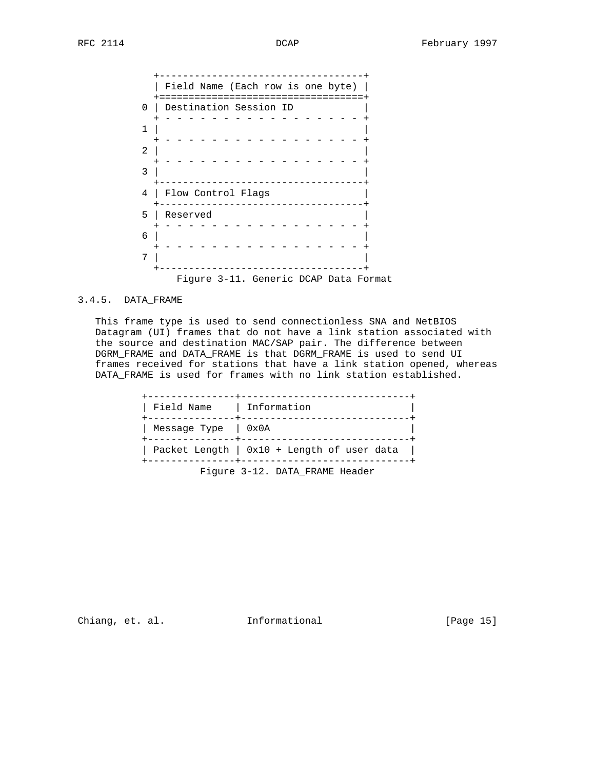| Byte | Field Name (Each row is one byte) |
|---|---|
| 0 | Destination Session ID |
| 1 | |
| 2 | |
| 3 | |
| 4 | Flow Control Flags |
| 5 | Reserved |
| 6 | |
| 7 | |

Figure 3-11. Generic DCAP Data Format

### 3.4.5. DATA_FRAME

This frame type is used to send connectionless SNA and NetBIOS Datagram (UI) frames that do not have a link station associated with the source and destination MAC/SAP pair. The difference between DGRM_FRAME and DATA_FRAME is that DGRM_FRAME is used to send UI frames received for stations that have a link station opened, whereas DATA_FRAME is used for frames with no link station established.

| Field Name | Information |
|---|---|
| Message Type | 0x0A |
| Packet Length | 0x10 + Length of user data |

Figure 3-12. DATA_FRAME Header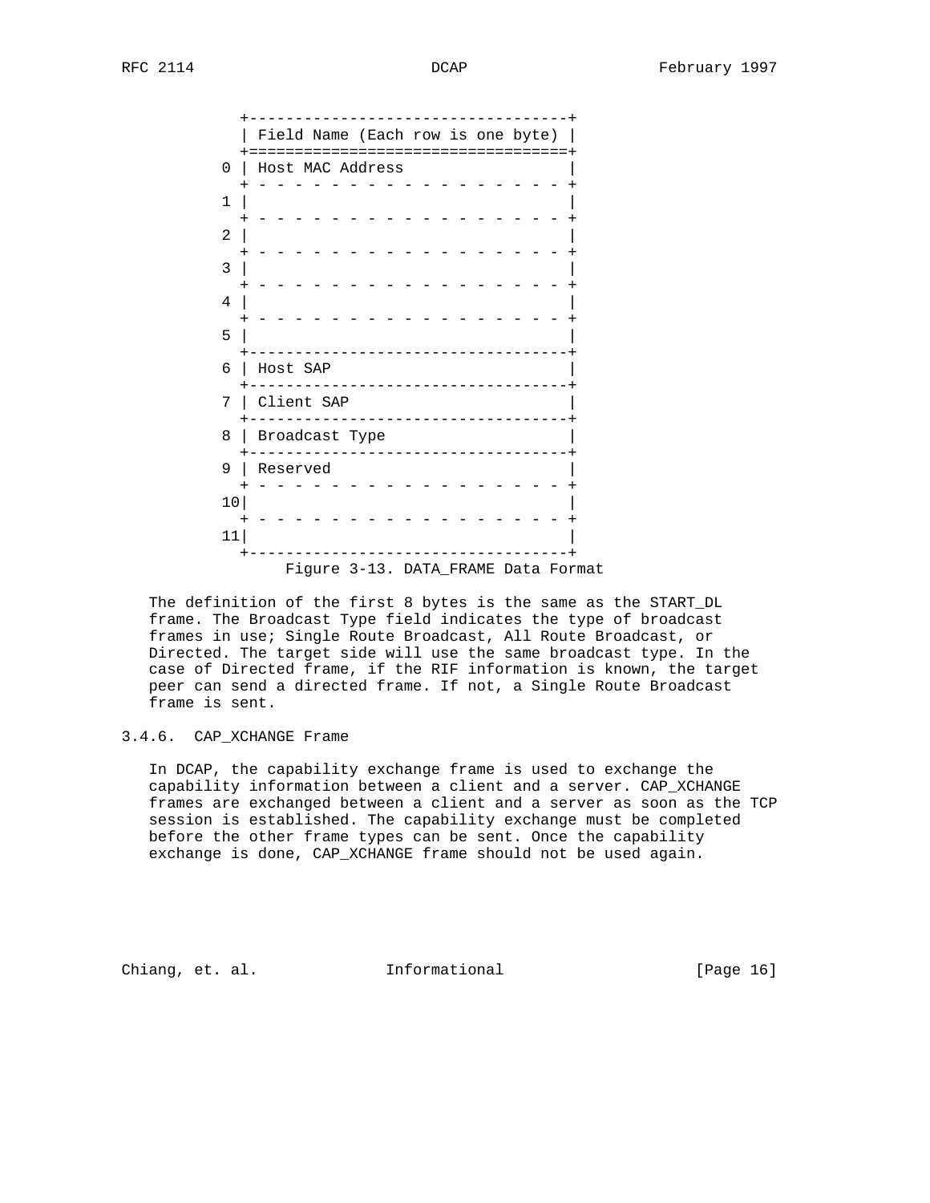```
           +----------------------------------+
           | Field Name (Each row is one byte) |
           +==================================+
         0 | Host MAC Address                 |
           + - - - - - - - - - - - - - - - - -+
         1 |                                  |
           + - - - - - - - - - - - - - - - - -+
         2 |                                  |
           + - - - - - - - - - - - - - - - - -+
         3 |                                  |
           + - - - - - - - - - - - - - - - - -+
         4 |                                  |
           + - - - - - - - - - - - - - - - - -+
         5 |                                  |
           +----------------------------------+
         6 | Host SAP                         |
           +----------------------------------+
         7 | Client SAP                       |
           +----------------------------------+
         8 | Broadcast Type                   |
           +----------------------------------+
         9 | Reserved                         |
           + - - - - - - - - - - - - - - - - -+
        10 |                                  |
           + - - - - - - - - - - - - - - - - -+
        11 |                                  |
           +----------------------------------+
```

Figure 3-13. DATA_FRAME Data Format

The definition of the first 8 bytes is the same as the START_DL frame. The Broadcast Type field indicates the type of broadcast frames in use; Single Route Broadcast, All Route Broadcast, or Directed. The target side will use the same broadcast type. In the case of Directed frame, if the RIF information is known, the target peer can send a directed frame. If not, a Single Route Broadcast frame is sent.

### 3.4.6. CAP_XCHANGE Frame

In DCAP, the capability exchange frame is used to exchange the capability information between a client and a server. CAP_XCHANGE frames are exchanged between a client and a server as soon as the TCP session is established. The capability exchange must be completed before the other frame types can be sent. Once the capability exchange is done, CAP_XCHANGE frame should not be used again.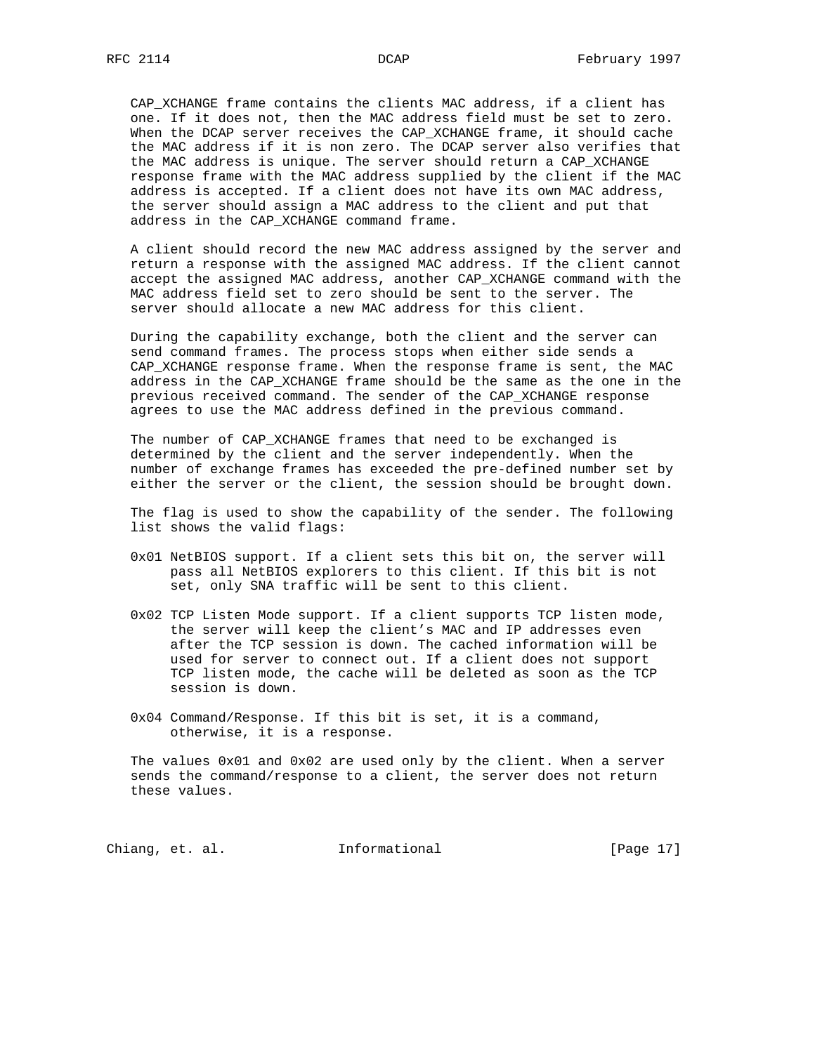CAP_XCHANGE frame contains the clients MAC address, if a client has one. If it does not, then the MAC address field must be set to zero. When the DCAP server receives the CAP_XCHANGE frame, it should cache the MAC address if it is non zero. The DCAP server also verifies that the MAC address is unique. The server should return a CAP_XCHANGE response frame with the MAC address supplied by the client if the MAC address is accepted. If a client does not have its own MAC address, the server should assign a MAC address to the client and put that address in the CAP_XCHANGE command frame.

A client should record the new MAC address assigned by the server and return a response with the assigned MAC address. If the client cannot accept the assigned MAC address, another CAP_XCHANGE command with the MAC address field set to zero should be sent to the server. The server should allocate a new MAC address for this client.

During the capability exchange, both the client and the server can send command frames. The process stops when either side sends a CAP_XCHANGE response frame. When the response frame is sent, the MAC address in the CAP_XCHANGE frame should be the same as the one in the previous received command. The sender of the CAP_XCHANGE response agrees to use the MAC address defined in the previous command.

The number of CAP_XCHANGE frames that need to be exchanged is determined by the client and the server independently. When the number of exchange frames has exceeded the pre-defined number set by either the server or the client, the session should be brought down.

The flag is used to show the capability of the sender. The following list shows the valid flags:

- 0x01 NetBIOS support. If a client sets this bit on, the server will pass all NetBIOS explorers to this client. If this bit is not set, only SNA traffic will be sent to this client.

- 0x02 TCP Listen Mode support. If a client supports TCP listen mode, the server will keep the client's MAC and IP addresses even after the TCP session is down. The cached information will be used for server to connect out. If a client does not support TCP listen mode, the cache will be deleted as soon as the TCP session is down.

- 0x04 Command/Response. If this bit is set, it is a command, otherwise, it is a response.

The values 0x01 and 0x02 are used only by the client. When a server sends the command/response to a client, the server does not return these values.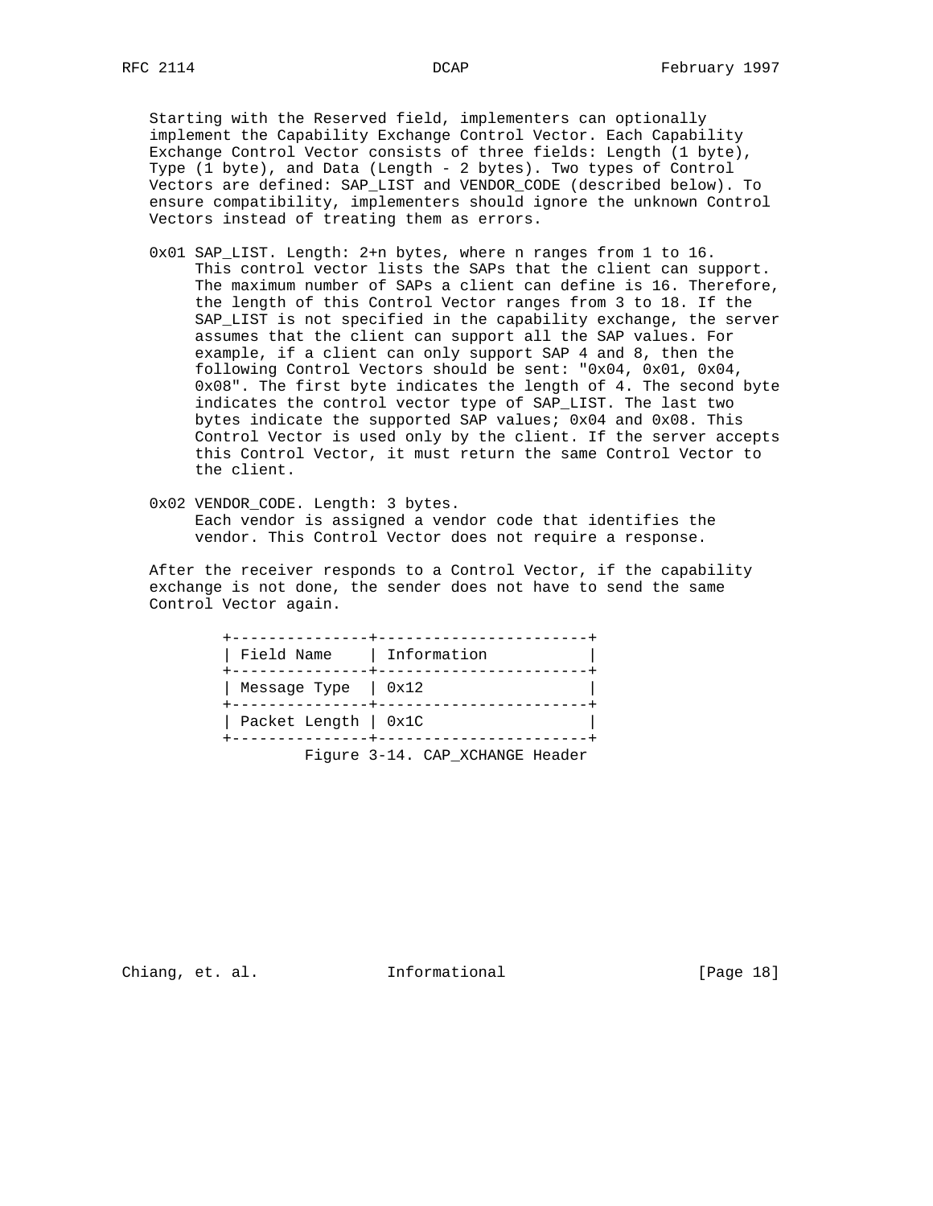Starting with the Reserved field, implementers can optionally implement the Capability Exchange Control Vector. Each Capability Exchange Control Vector consists of three fields: Length (1 byte), Type (1 byte), and Data (Length - 2 bytes). Two types of Control Vectors are defined: SAP_LIST and VENDOR_CODE (described below). To ensure compatibility, implementers should ignore the unknown Control Vectors instead of treating them as errors.

0x01 SAP_LIST. Length: 2+n bytes, where n ranges from 1 to 16.
This control vector lists the SAPs that the client can support. The maximum number of SAPs a client can define is 16. Therefore, the length of this Control Vector ranges from 3 to 18. If the SAP_LIST is not specified in the capability exchange, the server assumes that the client can support all the SAP values. For example, if a client can only support SAP 4 and 8, then the following Control Vectors should be sent: "0x04, 0x01, 0x04, 0x08". The first byte indicates the length of 4. The second byte indicates the control vector type of SAP_LIST. The last two bytes indicate the supported SAP values; 0x04 and 0x08. This Control Vector is used only by the client. If the server accepts this Control Vector, it must return the same Control Vector to the client.

0x02 VENDOR_CODE. Length: 3 bytes.
Each vendor is assigned a vendor code that identifies the vendor. This Control Vector does not require a response.

After the receiver responds to a Control Vector, if the capability exchange is not done, the sender does not have to send the same Control Vector again.

| Field Name | Information |
|---|---|
| Message Type | 0x12 |
| Packet Length | 0x1C |

Figure 3-14. CAP_XCHANGE Header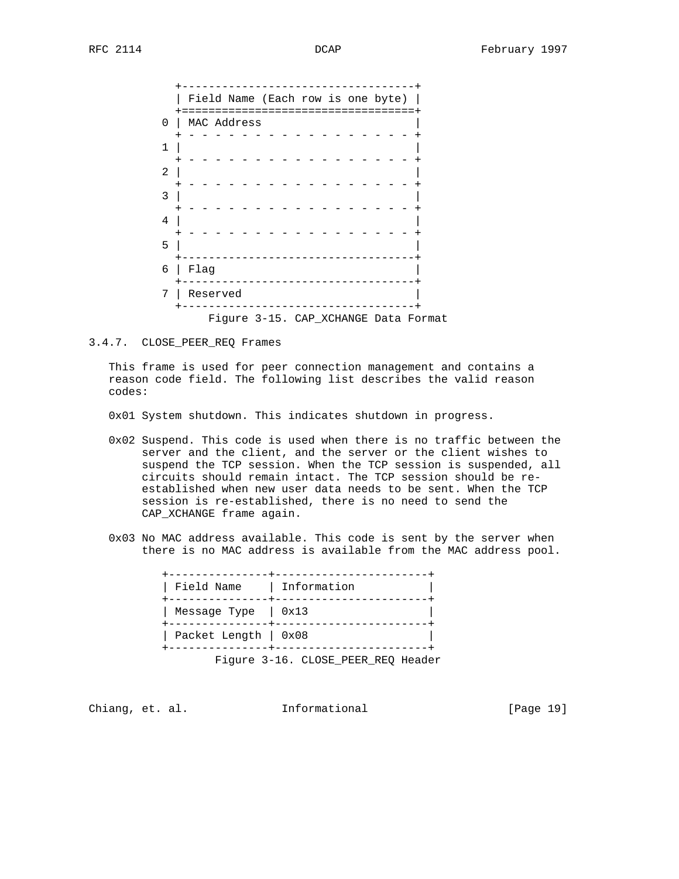| | Field Name (Each row is one byte) |
|---|---|
| 0 | MAC Address |
| 1 | |
| 2 | |
| 3 | |
| 4 | |
| 5 | |
| 6 | Flag |
| 7 | Reserved |

Figure 3-15. CAP_XCHANGE Data Format

### 3.4.7. CLOSE_PEER_REQ Frames

This frame is used for peer connection management and contains a reason code field. The following list describes the valid reason codes:

0x01 System shutdown. This indicates shutdown in progress.

0x02 Suspend. This code is used when there is no traffic between the server and the client, and the server or the client wishes to suspend the TCP session. When the TCP session is suspended, all circuits should remain intact. The TCP session should be re-established when new user data needs to be sent. When the TCP session is re-established, there is no need to send the CAP_XCHANGE frame again.

0x03 No MAC address available. This code is sent by the server when there is no MAC address is available from the MAC address pool.

| Field Name | Information |
|---|---|
| Message Type | 0x13 |
| Packet Length | 0x08 |

Figure 3-16. CLOSE_PEER_REQ Header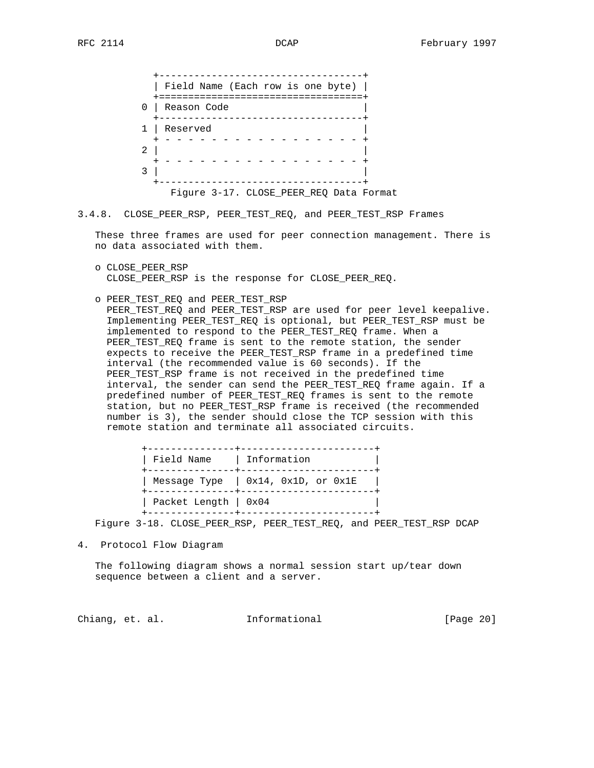| | Field Name (Each row is one byte) |
|---|---|
| 0 | Reason Code |
| 1 | Reserved |
| 2 | |
| 3 | |

Figure 3-17. CLOSE_PEER_REQ Data Format

### 3.4.8. CLOSE_PEER_RSP, PEER_TEST_REQ, and PEER_TEST_RSP Frames

These three frames are used for peer connection management. There is no data associated with them.

- CLOSE_PEER_RSP
  CLOSE_PEER_RSP is the response for CLOSE_PEER_REQ.

- PEER_TEST_REQ and PEER_TEST_RSP
  PEER_TEST_REQ and PEER_TEST_RSP are used for peer level keepalive. Implementing PEER_TEST_REQ is optional, but PEER_TEST_RSP must be implemented to respond to the PEER_TEST_REQ frame. When a PEER_TEST_REQ frame is sent to the remote station, the sender expects to receive the PEER_TEST_RSP frame in a predefined time interval (the recommended value is 60 seconds). If the PEER_TEST_RSP frame is not received in the predefined time interval, the sender can send the PEER_TEST_REQ frame again. If a predefined number of PEER_TEST_REQ frames is sent to the remote station, but no PEER_TEST_RSP frame is received (the recommended number is 3), the sender should close the TCP session with this remote station and terminate all associated circuits.

| Field Name | Information |
|---|---|
| Message Type | 0x14, 0x1D, or 0x1E |
| Packet Length | 0x04 |

Figure 3-18. CLOSE_PEER_RSP, PEER_TEST_REQ, and PEER_TEST_RSP DCAP

## 4. Protocol Flow Diagram

The following diagram shows a normal session start up/tear down sequence between a client and a server.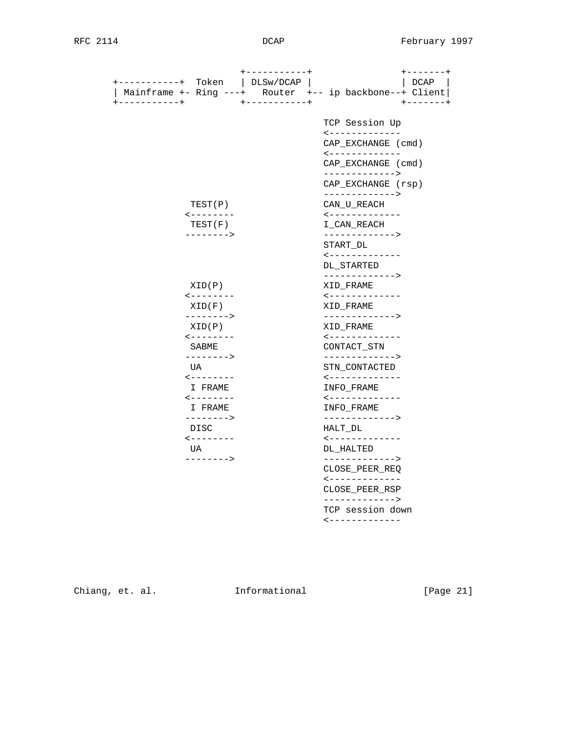```
                     +-----------+             +-------+
 +-----------+  Token   | DLSw/DCAP |             | DCAP  |
 | Mainframe +- Ring ---+   Router  +-- ip backbone--+ Client|
 +-----------+          +-----------+             +-------+

                                      TCP Session Up
                                      <-------------
                                      CAP_EXCHANGE (cmd)
                                      <-------------
                                      CAP_EXCHANGE (cmd)
                                      ------------->
                                      CAP_EXCHANGE (rsp)
                                      ------------->
              TEST(P)                 CAN_U_REACH
             <--------                <-------------
              TEST(F)                 I_CAN_REACH
             -------->                ------------->
                                      START_DL
                                      <-------------
                                      DL_STARTED
                                      ------------->
              XID(P)                  XID_FRAME
             <--------                <-------------
              XID(F)                  XID_FRAME
             -------->                ------------->
              XID(P)                  XID_FRAME
             <--------                <-------------
              SABME                   CONTACT_STN
             -------->                ------------->
              UA                      STN_CONTACTED
             <--------                <-------------
              I FRAME                 INFO_FRAME
             <--------                <-------------
              I FRAME                 INFO_FRAME
             -------->                ------------->
              DISC                    HALT_DL
             <--------                <-------------
              UA                      DL_HALTED
             -------->                ------------->
                                      CLOSE_PEER_REQ
                                      <-------------
                                      CLOSE_PEER_RSP
                                      ------------->
                                      TCP session down
                                      <-------------
```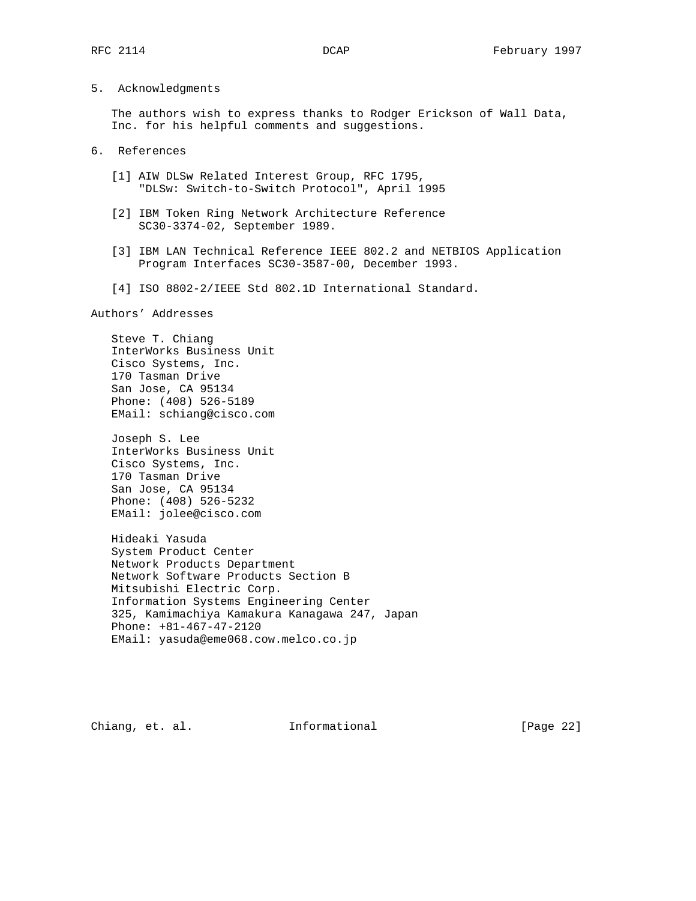## 5. Acknowledgments

The authors wish to express thanks to Rodger Erickson of Wall Data, Inc. for his helpful comments and suggestions.

## 6. References

[1] AIW DLSw Related Interest Group, RFC 1795, "DLSw: Switch-to-Switch Protocol", April 1995

[2] IBM Token Ring Network Architecture Reference SC30-3374-02, September 1989.

[3] IBM LAN Technical Reference IEEE 802.2 and NETBIOS Application Program Interfaces SC30-3587-00, December 1993.

[4] ISO 8802-2/IEEE Std 802.1D International Standard.

## Authors' Addresses

Steve T. Chiang
InterWorks Business Unit
Cisco Systems, Inc.
170 Tasman Drive
San Jose, CA 95134
Phone: (408) 526-5189
EMail: schiang@cisco.com

Joseph S. Lee
InterWorks Business Unit
Cisco Systems, Inc.
170 Tasman Drive
San Jose, CA 95134
Phone: (408) 526-5232
EMail: jolee@cisco.com

Hideaki Yasuda
System Product Center
Network Products Department
Network Software Products Section B
Mitsubishi Electric Corp.
Information Systems Engineering Center
325, Kamimachiya Kamakura Kanagawa 247, Japan
Phone: +81-467-47-2120
EMail: yasuda@eme068.cow.melco.co.jp